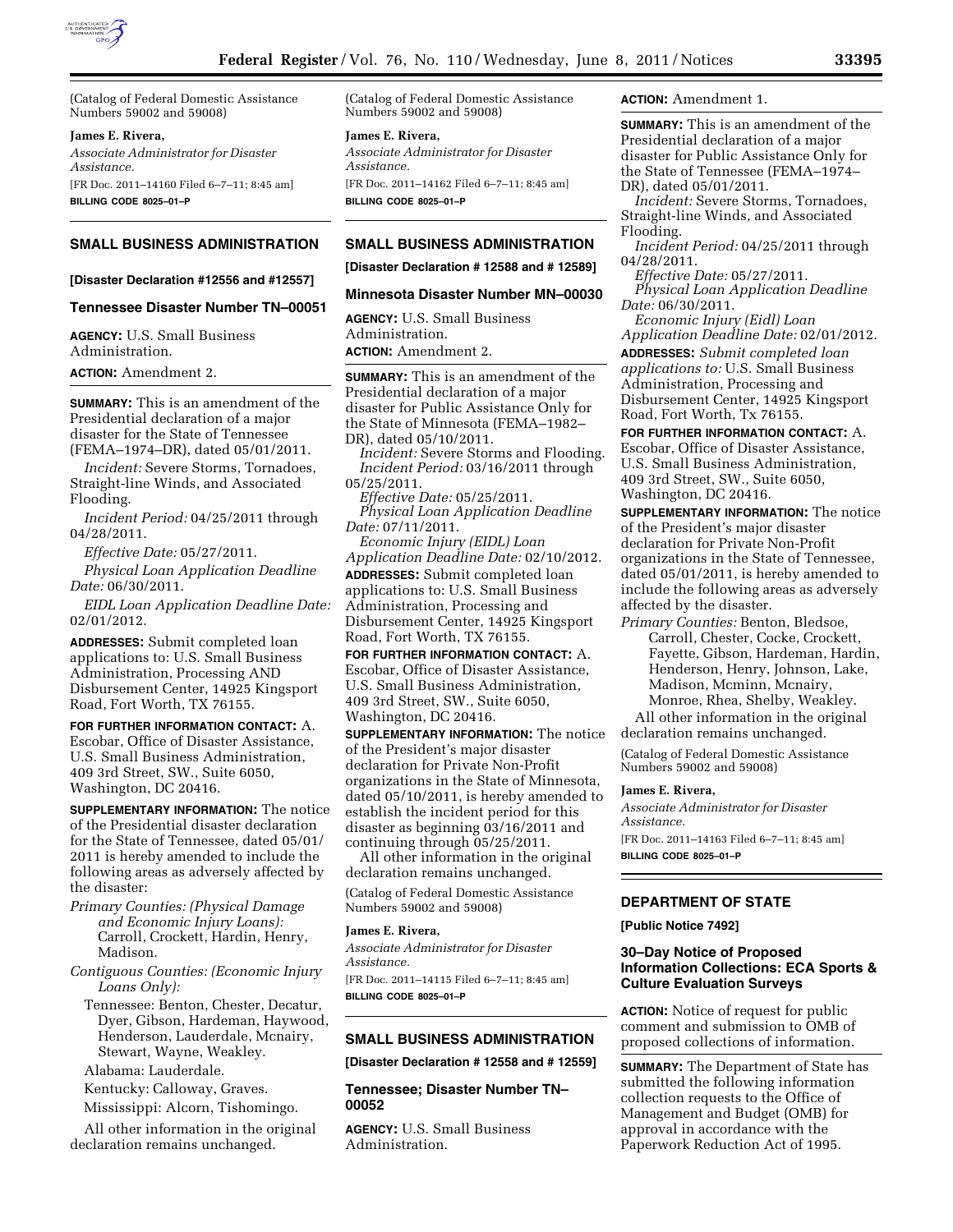(Catalog of Federal Domestic Assistance Numbers 59002 and 59008)

**James E. Rivera,**

*Associate Administrator for Disaster Assistance.*

[FR Doc. 2011–14160 Filed 6–7–11; 8:45 am]

**BILLING CODE 8025–01–P**

## SMALL BUSINESS ADMINISTRATION

**[Disaster Declaration #12556 and #12557]**

### Tennessee Disaster Number TN–00051

**AGENCY:** U.S. Small Business Administration.

**ACTION:** Amendment 2.

**SUMMARY:** This is an amendment of the Presidential declaration of a major disaster for the State of Tennessee (FEMA–1974–DR), dated 05/01/2011.

*Incident:* Severe Storms, Tornadoes, Straight-line Winds, and Associated Flooding.

*Incident Period:* 04/25/2011 through 04/28/2011.

*Effective Date:* 05/27/2011.

*Physical Loan Application Deadline Date:* 06/30/2011.

*EIDL Loan Application Deadline Date:* 02/01/2012.

**ADDRESSES:** Submit completed loan applications to: U.S. Small Business Administration, Processing AND Disbursement Center, 14925 Kingsport Road, Fort Worth, TX 76155.

**FOR FURTHER INFORMATION CONTACT:** A. Escobar, Office of Disaster Assistance, U.S. Small Business Administration, 409 3rd Street, SW., Suite 6050, Washington, DC 20416.

**SUPPLEMENTARY INFORMATION:** The notice of the Presidential disaster declaration for the State of Tennessee, dated 05/01/2011 is hereby amended to include the following areas as adversely affected by the disaster:

*Primary Counties: (Physical Damage and Economic Injury Loans):* Carroll, Crockett, Hardin, Henry, Madison.

*Contiguous Counties: (Economic Injury Loans Only):*

Tennessee: Benton, Chester, Decatur, Dyer, Gibson, Hardeman, Haywood, Henderson, Lauderdale, Mcnairy, Stewart, Wayne, Weakley.

Alabama: Lauderdale.

Kentucky: Calloway, Graves.

Mississippi: Alcorn, Tishomingo.

All other information in the original declaration remains unchanged.

(Catalog of Federal Domestic Assistance Numbers 59002 and 59008)

**James E. Rivera,**

*Associate Administrator for Disaster Assistance.*

[FR Doc. 2011–14162 Filed 6–7–11; 8:45 am]

**BILLING CODE 8025–01–P**

## SMALL BUSINESS ADMINISTRATION

**[Disaster Declaration # 12588 and # 12589]**

### Minnesota Disaster Number MN–00030

**AGENCY:** U.S. Small Business Administration.

**ACTION:** Amendment 2.

**SUMMARY:** This is an amendment of the Presidential declaration of a major disaster for Public Assistance Only for the State of Minnesota (FEMA–1982–DR), dated 05/10/2011.

*Incident:* Severe Storms and Flooding.

*Incident Period:* 03/16/2011 through 05/25/2011.

*Effective Date:* 05/25/2011.

*Physical Loan Application Deadline Date:* 07/11/2011.

*Economic Injury (EIDL) Loan Application Deadline Date:* 02/10/2012.

**ADDRESSES:** Submit completed loan applications to: U.S. Small Business Administration, Processing and Disbursement Center, 14925 Kingsport Road, Fort Worth, TX 76155.

**FOR FURTHER INFORMATION CONTACT:** A. Escobar, Office of Disaster Assistance, U.S. Small Business Administration, 409 3rd Street, SW., Suite 6050, Washington, DC 20416.

**SUPPLEMENTARY INFORMATION:** The notice of the President's major disaster declaration for Private Non-Profit organizations in the State of Minnesota, dated 05/10/2011, is hereby amended to establish the incident period for this disaster as beginning 03/16/2011 and continuing through 05/25/2011.

All other information in the original declaration remains unchanged.

(Catalog of Federal Domestic Assistance Numbers 59002 and 59008)

**James E. Rivera,**

*Associate Administrator for Disaster Assistance.*

[FR Doc. 2011–14115 Filed 6–7–11; 8:45 am]

**BILLING CODE 8025–01–P**

## SMALL BUSINESS ADMINISTRATION

**[Disaster Declaration # 12558 and # 12559]**

### Tennessee; Disaster Number TN–00052

**AGENCY:** U.S. Small Business Administration.

**ACTION:** Amendment 1.

**SUMMARY:** This is an amendment of the Presidential declaration of a major disaster for Public Assistance Only for the State of Tennessee (FEMA–1974–DR), dated 05/01/2011.

*Incident:* Severe Storms, Tornadoes, Straight-line Winds, and Associated Flooding.

*Incident Period:* 04/25/2011 through 04/28/2011.

*Effective Date:* 05/27/2011.

*Physical Loan Application Deadline Date:* 06/30/2011.

*Economic Injury (Eidl) Loan Application Deadline Date:* 02/01/2012.

**ADDRESSES:** *Submit completed loan applications to:* U.S. Small Business Administration, Processing and Disbursement Center, 14925 Kingsport Road, Fort Worth, Tx 76155.

**FOR FURTHER INFORMATION CONTACT:** A. Escobar, Office of Disaster Assistance, U.S. Small Business Administration, 409 3rd Street, SW., Suite 6050, Washington, DC 20416.

**SUPPLEMENTARY INFORMATION:** The notice of the President's major disaster declaration for Private Non-Profit organizations in the State of Tennessee, dated 05/01/2011, is hereby amended to include the following areas as adversely affected by the disaster.

*Primary Counties:* Benton, Bledsoe, Carroll, Chester, Cocke, Crockett, Fayette, Gibson, Hardeman, Hardin, Henderson, Henry, Johnson, Lake, Madison, Mcminn, Mcnairy, Monroe, Rhea, Shelby, Weakley.

All other information in the original declaration remains unchanged.

(Catalog of Federal Domestic Assistance Numbers 59002 and 59008)

**James E. Rivera,**

*Associate Administrator for Disaster Assistance.*

[FR Doc. 2011–14163 Filed 6–7–11; 8:45 am]

**BILLING CODE 8025–01–P**

## DEPARTMENT OF STATE

**[Public Notice 7492]**

### 30–Day Notice of Proposed Information Collections: ECA Sports & Culture Evaluation Surveys

**ACTION:** Notice of request for public comment and submission to OMB of proposed collections of information.

**SUMMARY:** The Department of State has submitted the following information collection requests to the Office of Management and Budget (OMB) for approval in accordance with the Paperwork Reduction Act of 1995.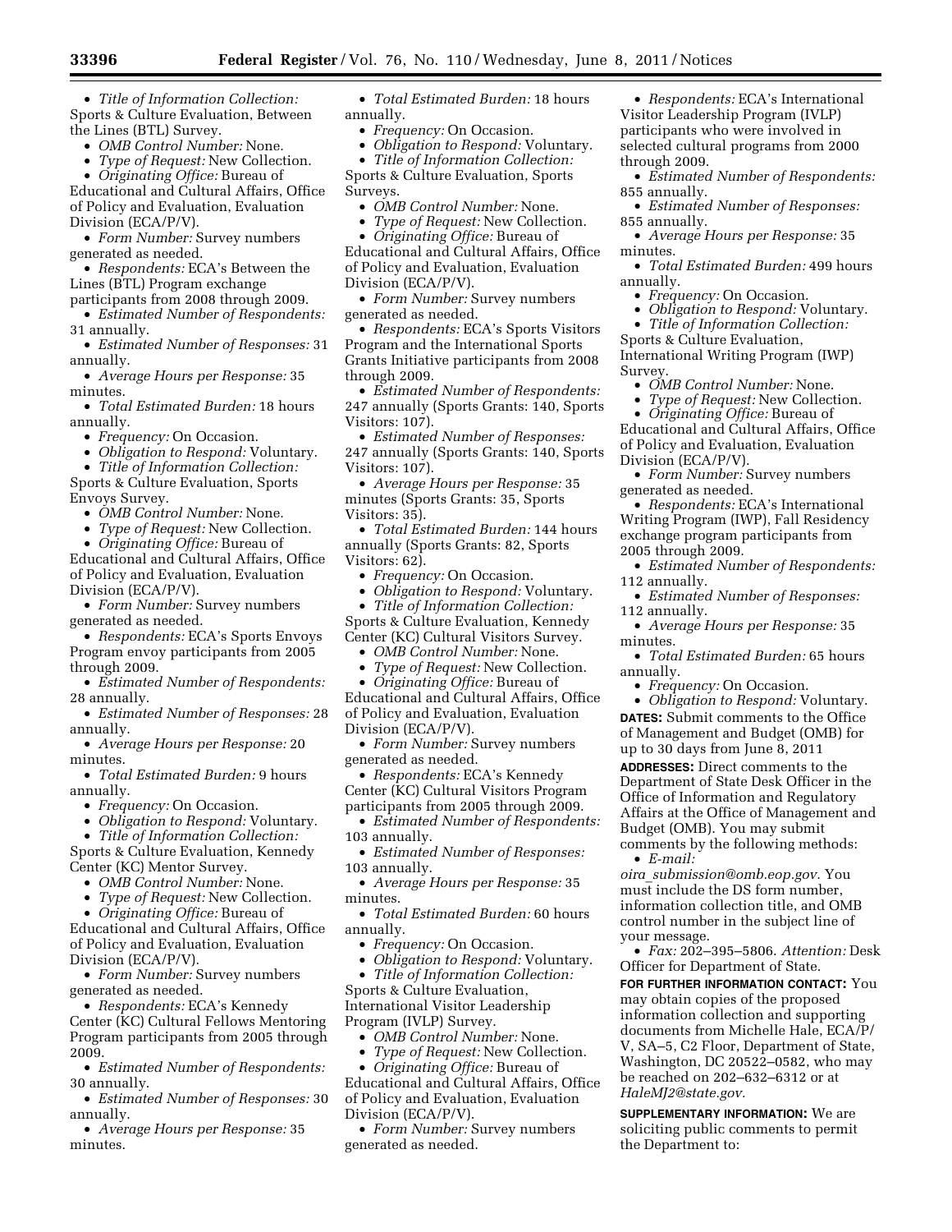- *Title of Information Collection:* Sports & Culture Evaluation, Between the Lines (BTL) Survey.
- *OMB Control Number:* None.
- *Type of Request:* New Collection.
- *Originating Office:* Bureau of Educational and Cultural Affairs, Office of Policy and Evaluation, Evaluation Division (ECA/P/V).
- *Form Number:* Survey numbers generated as needed.
- *Respondents:* ECA's Between the Lines (BTL) Program exchange participants from 2008 through 2009.
- *Estimated Number of Respondents:* 31 annually.
- *Estimated Number of Responses:* 31 annually.
- *Average Hours per Response:* 35 minutes.
- *Total Estimated Burden:* 18 hours annually.
- *Frequency:* On Occasion.
- *Obligation to Respond:* Voluntary.
- *Title of Information Collection:* Sports & Culture Evaluation, Sports Envoys Survey.
- *OMB Control Number:* None.
- *Type of Request:* New Collection.
- *Originating Office:* Bureau of Educational and Cultural Affairs, Office of Policy and Evaluation, Evaluation Division (ECA/P/V).
- *Form Number:* Survey numbers generated as needed.
- *Respondents:* ECA's Sports Envoys Program envoy participants from 2005 through 2009.
- *Estimated Number of Respondents:* 28 annually.
- *Estimated Number of Responses:* 28 annually.
- *Average Hours per Response:* 20 minutes.
- *Total Estimated Burden:* 9 hours annually.
- *Frequency:* On Occasion.
- *Obligation to Respond:* Voluntary.
- *Title of Information Collection:* Sports & Culture Evaluation, Kennedy Center (KC) Mentor Survey.
- *OMB Control Number:* None.
- *Type of Request:* New Collection.
- *Originating Office:* Bureau of Educational and Cultural Affairs, Office of Policy and Evaluation, Evaluation Division (ECA/P/V).
- *Form Number:* Survey numbers generated as needed.
- *Respondents:* ECA's Kennedy Center (KC) Cultural Fellows Mentoring Program participants from 2005 through 2009.
- *Estimated Number of Respondents:* 30 annually.
- *Estimated Number of Responses:* 30 annually.
- *Average Hours per Response:* 35 minutes.
- *Total Estimated Burden:* 18 hours annually.
- *Frequency:* On Occasion.
- *Obligation to Respond:* Voluntary.
- *Title of Information Collection:* Sports & Culture Evaluation, Sports Surveys.
- *OMB Control Number:* None.
- *Type of Request:* New Collection.
- *Originating Office:* Bureau of Educational and Cultural Affairs, Office of Policy and Evaluation, Evaluation Division (ECA/P/V).
- *Form Number:* Survey numbers generated as needed.
- *Respondents:* ECA's Sports Visitors Program and the International Sports Grants Initiative participants from 2008 through 2009.
- *Estimated Number of Respondents:* 247 annually (Sports Grants: 140, Sports Visitors: 107).
- *Estimated Number of Responses:* 247 annually (Sports Grants: 140, Sports Visitors: 107).
- *Average Hours per Response:* 35 minutes (Sports Grants: 35, Sports Visitors: 35).
- *Total Estimated Burden:* 144 hours annually (Sports Grants: 82, Sports Visitors: 62).
- *Frequency:* On Occasion.
- *Obligation to Respond:* Voluntary.
- *Title of Information Collection:* Sports & Culture Evaluation, Kennedy Center (KC) Cultural Visitors Survey.
- *OMB Control Number:* None.
- *Type of Request:* New Collection.
- *Originating Office:* Bureau of Educational and Cultural Affairs, Office of Policy and Evaluation, Evaluation Division (ECA/P/V).
- *Form Number:* Survey numbers generated as needed.
- *Respondents:* ECA's Kennedy Center (KC) Cultural Visitors Program participants from 2005 through 2009.
- *Estimated Number of Respondents:* 103 annually.
- *Estimated Number of Responses:* 103 annually.
- *Average Hours per Response:* 35 minutes.
- *Total Estimated Burden:* 60 hours annually.
- *Frequency:* On Occasion.
- *Obligation to Respond:* Voluntary.
- *Title of Information Collection:* Sports & Culture Evaluation, International Visitor Leadership Program (IVLP) Survey.
- *OMB Control Number:* None.
- *Type of Request:* New Collection.
- *Originating Office:* Bureau of Educational and Cultural Affairs, Office of Policy and Evaluation, Evaluation Division (ECA/P/V).
- *Form Number:* Survey numbers generated as needed.
- *Respondents:* ECA's International Visitor Leadership Program (IVLP) participants who were involved in selected cultural programs from 2000 through 2009.
- *Estimated Number of Respondents:* 855 annually.
- *Estimated Number of Responses:* 855 annually.
- *Average Hours per Response:* 35 minutes.
- *Total Estimated Burden:* 499 hours annually.
- *Frequency:* On Occasion.
- *Obligation to Respond:* Voluntary.
- *Title of Information Collection:* Sports & Culture Evaluation, International Writing Program (IWP) Survey.
- *OMB Control Number:* None.
- *Type of Request:* New Collection.
- *Originating Office:* Bureau of Educational and Cultural Affairs, Office of Policy and Evaluation, Evaluation Division (ECA/P/V).
- *Form Number:* Survey numbers generated as needed.
- *Respondents:* ECA's International Writing Program (IWP), Fall Residency exchange program participants from 2005 through 2009.
- *Estimated Number of Respondents:* 112 annually.
- *Estimated Number of Responses:* 112 annually.
- *Average Hours per Response:* 35 minutes.
- *Total Estimated Burden:* 65 hours annually.
- *Frequency:* On Occasion.
- *Obligation to Respond:* Voluntary.

**DATES:** Submit comments to the Office of Management and Budget (OMB) for up to 30 days from June 8, 2011

**ADDRESSES:** Direct comments to the Department of State Desk Officer in the Office of Information and Regulatory Affairs at the Office of Management and Budget (OMB). You may submit comments by the following methods:

- *E-mail: oira_submission@omb.eop.gov.* You must include the DS form number, information collection title, and OMB control number in the subject line of your message.
- *Fax:* 202–395–5806. *Attention:* Desk Officer for Department of State.

**FOR FURTHER INFORMATION CONTACT:** You may obtain copies of the proposed information collection and supporting documents from Michelle Hale, ECA/P/V, SA–5, C2 Floor, Department of State, Washington, DC 20522–0582, who may be reached on 202–632–6312 or at *HaleMJ2@state.gov.*

**SUPPLEMENTARY INFORMATION:** We are soliciting public comments to permit the Department to: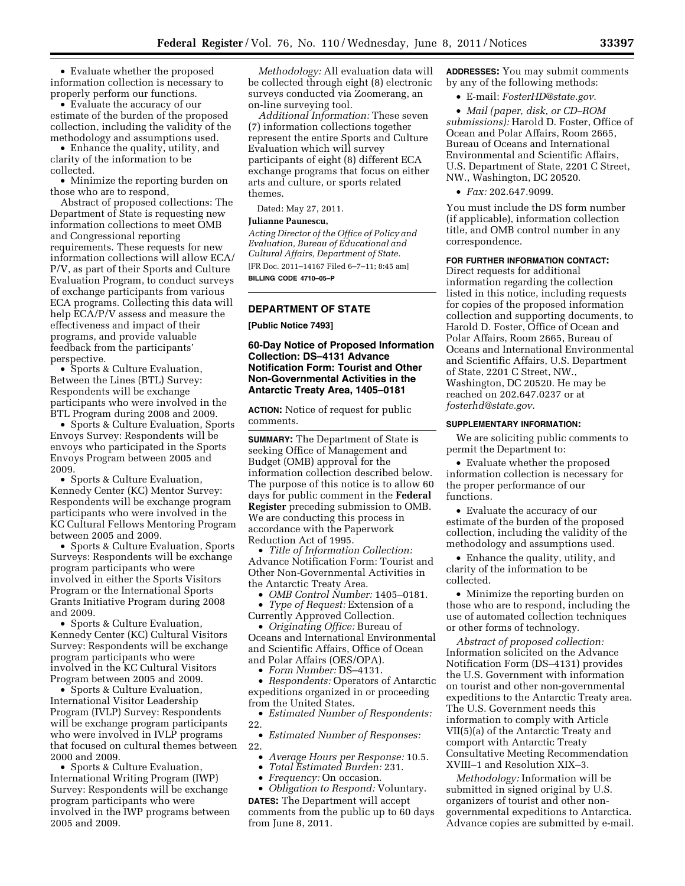• Evaluate whether the proposed information collection is necessary to properly perform our functions.

• Evaluate the accuracy of our estimate of the burden of the proposed collection, including the validity of the methodology and assumptions used.

• Enhance the quality, utility, and clarity of the information to be collected.

• Minimize the reporting burden on those who are to respond,

Abstract of proposed collections: The Department of State is requesting new information collections to meet OMB and Congressional reporting requirements. These requests for new information collections will allow ECA/P/V, as part of their Sports and Culture Evaluation Program, to conduct surveys of exchange participants from various ECA programs. Collecting this data will help ECA/P/V assess and measure the effectiveness and impact of their programs, and provide valuable feedback from the participants' perspective.

• Sports & Culture Evaluation, Between the Lines (BTL) Survey: Respondents will be exchange participants who were involved in the BTL Program during 2008 and 2009.

• Sports & Culture Evaluation, Sports Envoys Survey: Respondents will be envoys who participated in the Sports Envoys Program between 2005 and 2009.

• Sports & Culture Evaluation, Kennedy Center (KC) Mentor Survey: Respondents will be exchange program participants who were involved in the KC Cultural Fellows Mentoring Program between 2005 and 2009.

• Sports & Culture Evaluation, Sports Surveys: Respondents will be exchange program participants who were involved in either the Sports Visitors Program or the International Sports Grants Initiative Program during 2008 and 2009.

• Sports & Culture Evaluation, Kennedy Center (KC) Cultural Visitors Survey: Respondents will be exchange program participants who were involved in the KC Cultural Visitors Program between 2005 and 2009.

• Sports & Culture Evaluation, International Visitor Leadership Program (IVLP) Survey: Respondents will be exchange program participants who were involved in IVLP programs that focused on cultural themes between 2000 and 2009.

• Sports & Culture Evaluation, International Writing Program (IWP) Survey: Respondents will be exchange program participants who were involved in the IWP programs between 2005 and 2009.

*Methodology:* All evaluation data will be collected through eight (8) electronic surveys conducted via Zoomerang, an on-line surveying tool.

*Additional Information:* These seven (7) information collections together represent the entire Sports and Culture Evaluation which will survey participants of eight (8) different ECA exchange programs that focus on either arts and culture, or sports related themes.

Dated: May 27, 2011.

**Julianne Paunescu,**

*Acting Director of the Office of Policy and Evaluation, Bureau of Educational and Cultural Affairs, Department of State.*

[FR Doc. 2011–14167 Filed 6–7–11; 8:45 am]

**BILLING CODE 4710–05–P**

## DEPARTMENT OF STATE

**[Public Notice 7493]**

### 60-Day Notice of Proposed Information Collection: DS–4131 Advance Notification Form: Tourist and Other Non-Governmental Activities in the Antarctic Treaty Area, 1405–0181

**ACTION:** Notice of request for public comments.

**SUMMARY:** The Department of State is seeking Office of Management and Budget (OMB) approval for the information collection described below. The purpose of this notice is to allow 60 days for public comment in the **Federal Register** preceding submission to OMB. We are conducting this process in accordance with the Paperwork Reduction Act of 1995.

• *Title of Information Collection:* Advance Notification Form: Tourist and Other Non-Governmental Activities in the Antarctic Treaty Area.

• *OMB Control Number:* 1405–0181.

• *Type of Request:* Extension of a Currently Approved Collection.

• *Originating Office:* Bureau of Oceans and International Environmental and Scientific Affairs, Office of Ocean and Polar Affairs (OES/OPA).

• *Form Number:* DS–4131.

• *Respondents:* Operators of Antarctic expeditions organized in or proceeding from the United States.

• *Estimated Number of Respondents:* 22.

• *Estimated Number of Responses:* 22.

• *Average Hours per Response:* 10.5.

• *Total Estimated Burden:* 231.

• *Frequency:* On occasion.

• *Obligation to Respond:* Voluntary.

**DATES:** The Department will accept comments from the public up to 60 days from June 8, 2011.

**ADDRESSES:** You may submit comments by any of the following methods:

• E-mail: *FosterHD@state.gov*.

• *Mail (paper, disk, or CD–ROM submissions):* Harold D. Foster, Office of Ocean and Polar Affairs, Room 2665, Bureau of Oceans and International Environmental and Scientific Affairs, U.S. Department of State, 2201 C Street, NW., Washington, DC 20520.

• *Fax:* 202.647.9099.

You must include the DS form number (if applicable), information collection title, and OMB control number in any correspondence.

**FOR FURTHER INFORMATION CONTACT:** Direct requests for additional information regarding the collection listed in this notice, including requests for copies of the proposed information collection and supporting documents, to Harold D. Foster, Office of Ocean and Polar Affairs, Room 2665, Bureau of Oceans and International Environmental and Scientific Affairs, U.S. Department of State, 2201 C Street, NW., Washington, DC 20520. He may be reached on 202.647.0237 or at *fosterhd@state.gov*.

**SUPPLEMENTARY INFORMATION:**

We are soliciting public comments to permit the Department to:

• Evaluate whether the proposed information collection is necessary for the proper performance of our functions.

• Evaluate the accuracy of our estimate of the burden of the proposed collection, including the validity of the methodology and assumptions used.

• Enhance the quality, utility, and clarity of the information to be collected.

• Minimize the reporting burden on those who are to respond, including the use of automated collection techniques or other forms of technology.

*Abstract of proposed collection:* Information solicited on the Advance Notification Form (DS–4131) provides the U.S. Government with information on tourist and other non-governmental expeditions to the Antarctic Treaty area. The U.S. Government needs this information to comply with Article VII(5)(a) of the Antarctic Treaty and comport with Antarctic Treaty Consultative Meeting Recommendation XVIII–1 and Resolution XIX–3.

*Methodology:* Information will be submitted in signed original by U.S. organizers of tourist and other non-governmental expeditions to Antarctica. Advance copies are submitted by e-mail.